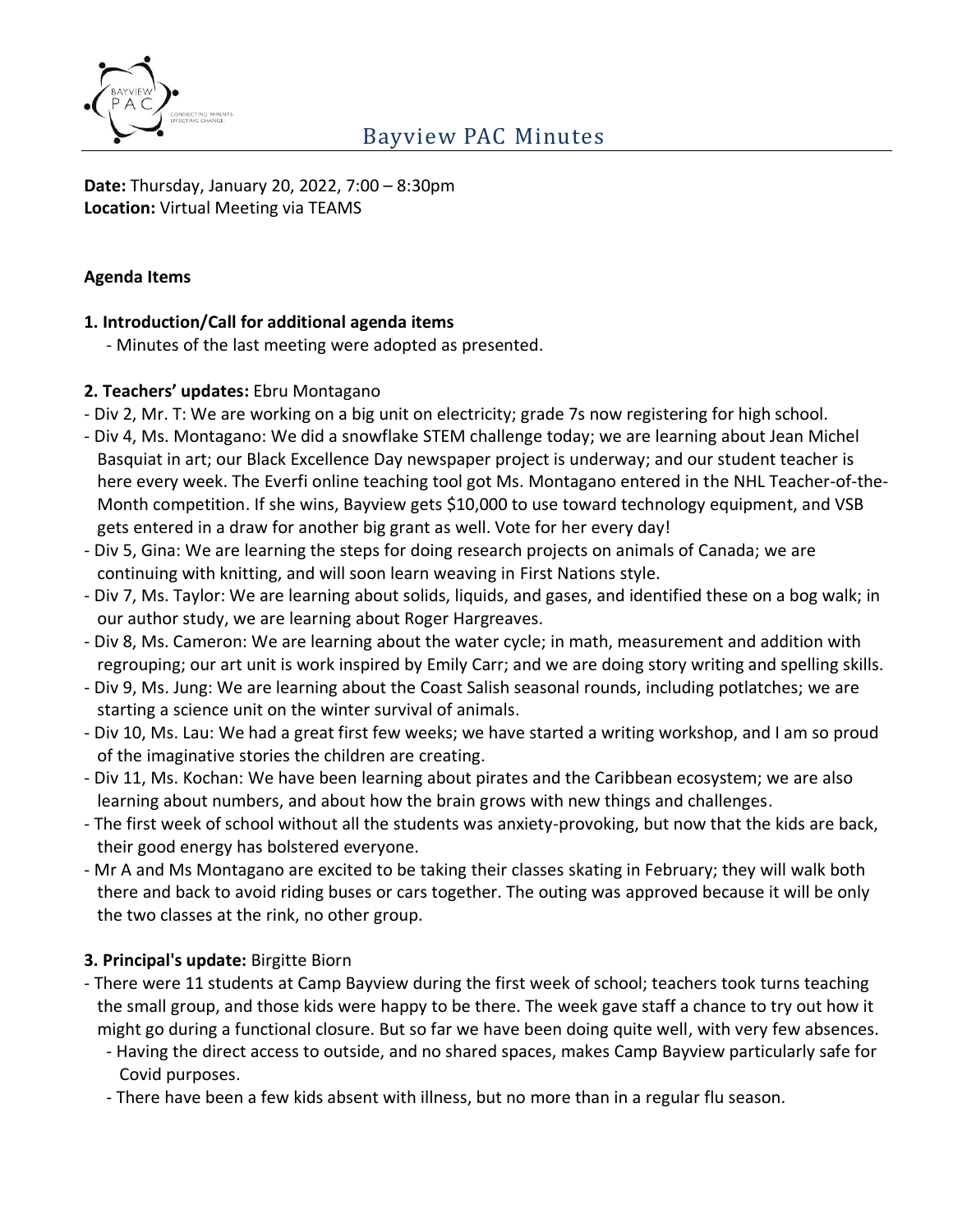# Bayview PAC Minutes

**Date:** Thursday, January 20, 2022, 7:00 – 8:30pm
**Location:** Virtual Meeting via TEAMS

**Agenda Items**

**1. Introduction/Call for additional agenda items**

- Minutes of the last meeting were adopted as presented.

**2. Teachers' updates:** Ebru Montagano

- Div 2, Mr. T: We are working on a big unit on electricity; grade 7s now registering for high school.
- Div 4, Ms. Montagano: We did a snowflake STEM challenge today; we are learning about Jean Michel Basquiat in art; our Black Excellence Day newspaper project is underway; and our student teacher is here every week. The Everfi online teaching tool got Ms. Montagano entered in the NHL Teacher-of-the-Month competition. If she wins, Bayview gets $10,000 to use toward technology equipment, and VSB gets entered in a draw for another big grant as well. Vote for her every day!
- Div 5, Gina: We are learning the steps for doing research projects on animals of Canada; we are continuing with knitting, and will soon learn weaving in First Nations style.
- Div 7, Ms. Taylor: We are learning about solids, liquids, and gases, and identified these on a bog walk; in our author study, we are learning about Roger Hargreaves.
- Div 8, Ms. Cameron: We are learning about the water cycle; in math, measurement and addition with regrouping; our art unit is work inspired by Emily Carr; and we are doing story writing and spelling skills.
- Div 9, Ms. Jung: We are learning about the Coast Salish seasonal rounds, including potlatches; we are starting a science unit on the winter survival of animals.
- Div 10, Ms. Lau: We had a great first few weeks; we have started a writing workshop, and I am so proud of the imaginative stories the children are creating.
- Div 11, Ms. Kochan: We have been learning about pirates and the Caribbean ecosystem; we are also learning about numbers, and about how the brain grows with new things and challenges.
- The first week of school without all the students was anxiety-provoking, but now that the kids are back, their good energy has bolstered everyone.
- Mr A and Ms Montagano are excited to be taking their classes skating in February; they will walk both there and back to avoid riding buses or cars together. The outing was approved because it will be only the two classes at the rink, no other group.

**3. Principal's update:** Birgitte Biorn

- There were 11 students at Camp Bayview during the first week of school; teachers took turns teaching the small group, and those kids were happy to be there. The week gave staff a chance to try out how it might go during a functional closure. But so far we have been doing quite well, with very few absences.
  - Having the direct access to outside, and no shared spaces, makes Camp Bayview particularly safe for Covid purposes.
  - There have been a few kids absent with illness, but no more than in a regular flu season.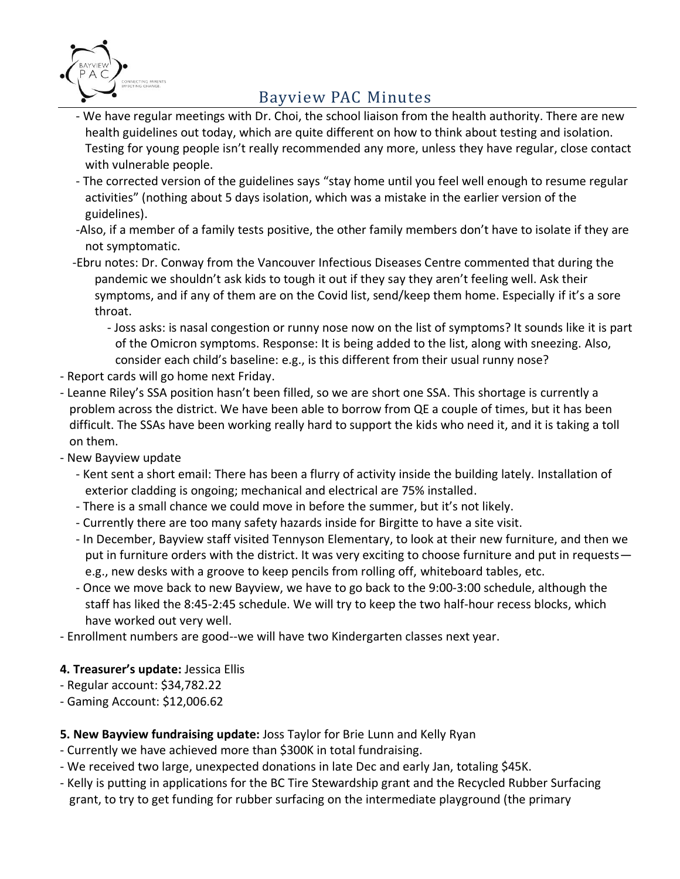- We have regular meetings with Dr. Choi, the school liaison from the health authority. There are new health guidelines out today, which are quite different on how to think about testing and isolation. Testing for young people isn't really recommended any more, unless they have regular, close contact with vulnerable people.
- The corrected version of the guidelines says "stay home until you feel well enough to resume regular activities" (nothing about 5 days isolation, which was a mistake in the earlier version of the guidelines).
- Also, if a member of a family tests positive, the other family members don't have to isolate if they are not symptomatic.
- Ebru notes: Dr. Conway from the Vancouver Infectious Diseases Centre commented that during the pandemic we shouldn't ask kids to tough it out if they say they aren't feeling well. Ask their symptoms, and if any of them are on the Covid list, send/keep them home. Especially if it's a sore throat.
    - Joss asks: is nasal congestion or runny nose now on the list of symptoms? It sounds like it is part of the Omicron symptoms. Response: It is being added to the list, along with sneezing. Also, consider each child's baseline: e.g., is this different from their usual runny nose?

- Report cards will go home next Friday.
- Leanne Riley's SSA position hasn't been filled, so we are short one SSA. This shortage is currently a problem across the district. We have been able to borrow from QE a couple of times, but it has been difficult. The SSAs have been working really hard to support the kids who need it, and it is taking a toll on them.
- New Bayview update
    - Kent sent a short email: There has been a flurry of activity inside the building lately. Installation of exterior cladding is ongoing; mechanical and electrical are 75% installed.
    - There is a small chance we could move in before the summer, but it's not likely.
    - Currently there are too many safety hazards inside for Birgitte to have a site visit.
    - In December, Bayview staff visited Tennyson Elementary, to look at their new furniture, and then we put in furniture orders with the district. It was very exciting to choose furniture and put in requests—e.g., new desks with a groove to keep pencils from rolling off, whiteboard tables, etc.
    - Once we move back to new Bayview, we have to go back to the 9:00-3:00 schedule, although the staff has liked the 8:45-2:45 schedule. We will try to keep the two half-hour recess blocks, which have worked out very well.
- Enrollment numbers are good--we will have two Kindergarten classes next year.

**4. Treasurer's update:** Jessica Ellis

- Regular account: $34,782.22
- Gaming Account: $12,006.62

**5. New Bayview fundraising update:** Joss Taylor for Brie Lunn and Kelly Ryan

- Currently we have achieved more than $300K in total fundraising.
- We received two large, unexpected donations in late Dec and early Jan, totaling $45K.
- Kelly is putting in applications for the BC Tire Stewardship grant and the Recycled Rubber Surfacing grant, to try to get funding for rubber surfacing on the intermediate playground (the primary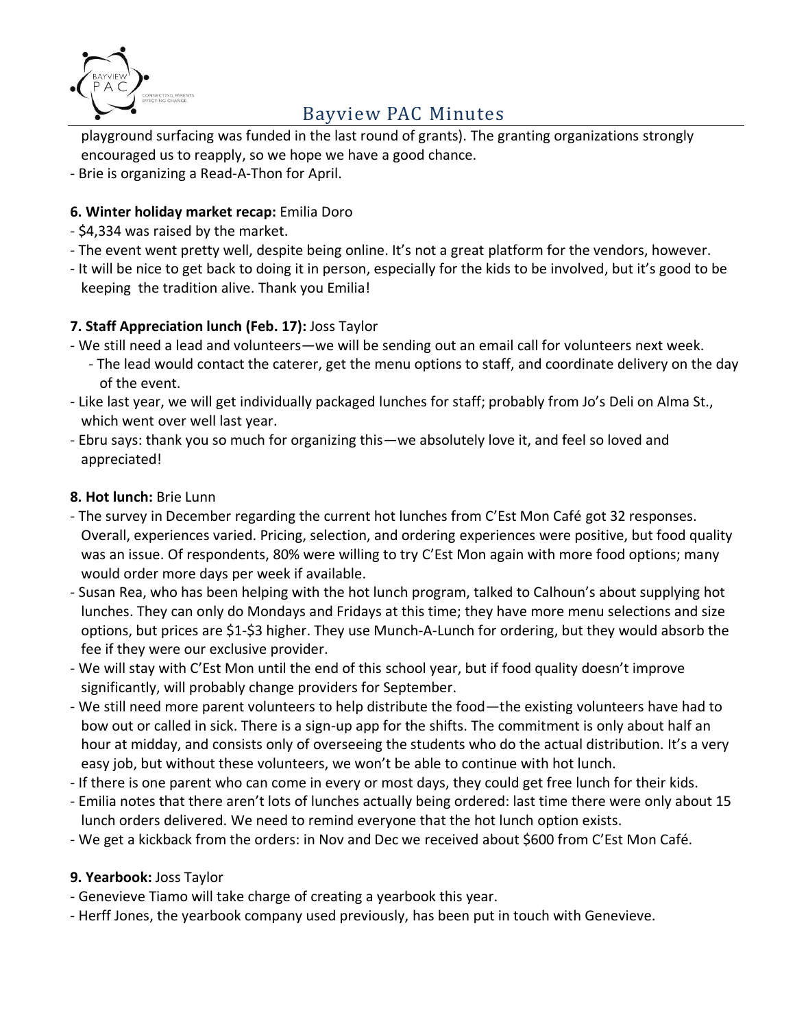playground surfacing was funded in the last round of grants). The granting organizations strongly encouraged us to reapply, so we hope we have a good chance.
- Brie is organizing a Read-A-Thon for April.

**6. Winter holiday market recap:** Emilia Doro
- $4,334 was raised by the market.
- The event went pretty well, despite being online. It's not a great platform for the vendors, however.
- It will be nice to get back to doing it in person, especially for the kids to be involved, but it's good to be keeping the tradition alive. Thank you Emilia!

**7. Staff Appreciation lunch (Feb. 17):** Joss Taylor
- We still need a lead and volunteers—we will be sending out an email call for volunteers next week.
  - The lead would contact the caterer, get the menu options to staff, and coordinate delivery on the day of the event.
- Like last year, we will get individually packaged lunches for staff; probably from Jo's Deli on Alma St., which went over well last year.
- Ebru says: thank you so much for organizing this—we absolutely love it, and feel so loved and appreciated!

**8. Hot lunch:** Brie Lunn
- The survey in December regarding the current hot lunches from C'Est Mon Café got 32 responses. Overall, experiences varied. Pricing, selection, and ordering experiences were positive, but food quality was an issue. Of respondents, 80% were willing to try C'Est Mon again with more food options; many would order more days per week if available.
- Susan Rea, who has been helping with the hot lunch program, talked to Calhoun's about supplying hot lunches. They can only do Mondays and Fridays at this time; they have more menu selections and size options, but prices are $1-$3 higher. They use Munch-A-Lunch for ordering, but they would absorb the fee if they were our exclusive provider.
- We will stay with C'Est Mon until the end of this school year, but if food quality doesn't improve significantly, will probably change providers for September.
- We still need more parent volunteers to help distribute the food—the existing volunteers have had to bow out or called in sick. There is a sign-up app for the shifts. The commitment is only about half an hour at midday, and consists only of overseeing the students who do the actual distribution. It's a very easy job, but without these volunteers, we won't be able to continue with hot lunch.
- If there is one parent who can come in every or most days, they could get free lunch for their kids.
- Emilia notes that there aren't lots of lunches actually being ordered: last time there were only about 15 lunch orders delivered. We need to remind everyone that the hot lunch option exists.
- We get a kickback from the orders: in Nov and Dec we received about $600 from C'Est Mon Café.

**9. Yearbook:** Joss Taylor
- Genevieve Tiamo will take charge of creating a yearbook this year.
- Herff Jones, the yearbook company used previously, has been put in touch with Genevieve.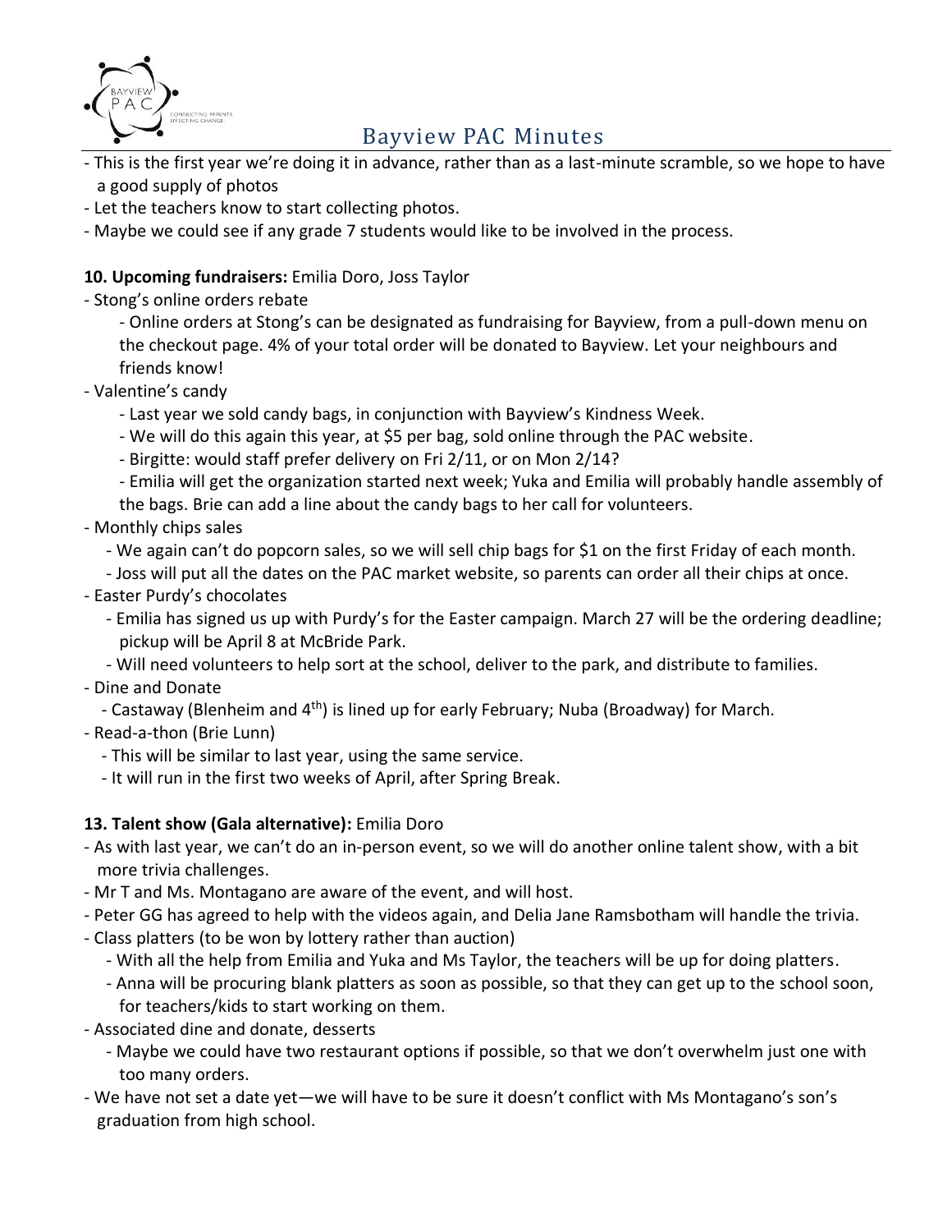- This is the first year we're doing it in advance, rather than as a last-minute scramble, so we hope to have a good supply of photos
- Let the teachers know to start collecting photos.
- Maybe we could see if any grade 7 students would like to be involved in the process.

**10. Upcoming fundraisers:** Emilia Doro, Joss Taylor

- Stong's online orders rebate
  - Online orders at Stong's can be designated as fundraising for Bayview, from a pull-down menu on the checkout page. 4% of your total order will be donated to Bayview. Let your neighbours and friends know!
- Valentine's candy
  - Last year we sold candy bags, in conjunction with Bayview's Kindness Week.
  - We will do this again this year, at $5 per bag, sold online through the PAC website.
  - Birgitte: would staff prefer delivery on Fri 2/11, or on Mon 2/14?
  - Emilia will get the organization started next week; Yuka and Emilia will probably handle assembly of the bags. Brie can add a line about the candy bags to her call for volunteers.
- Monthly chips sales
  - We again can't do popcorn sales, so we will sell chip bags for $1 on the first Friday of each month.
  - Joss will put all the dates on the PAC market website, so parents can order all their chips at once.
- Easter Purdy's chocolates
  - Emilia has signed us up with Purdy's for the Easter campaign. March 27 will be the ordering deadline; pickup will be April 8 at McBride Park.
  - Will need volunteers to help sort at the school, deliver to the park, and distribute to families.
- Dine and Donate
  - Castaway (Blenheim and 4th) is lined up for early February; Nuba (Broadway) for March.
- Read-a-thon (Brie Lunn)
  - This will be similar to last year, using the same service.
  - It will run in the first two weeks of April, after Spring Break.

**13. Talent show (Gala alternative):** Emilia Doro

- As with last year, we can't do an in-person event, so we will do another online talent show, with a bit more trivia challenges.
- Mr T and Ms. Montagano are aware of the event, and will host.
- Peter GG has agreed to help with the videos again, and Delia Jane Ramsbotham will handle the trivia.
- Class platters (to be won by lottery rather than auction)
  - With all the help from Emilia and Yuka and Ms Taylor, the teachers will be up for doing platters.
  - Anna will be procuring blank platters as soon as possible, so that they can get up to the school soon, for teachers/kids to start working on them.
- Associated dine and donate, desserts
  - Maybe we could have two restaurant options if possible, so that we don't overwhelm just one with too many orders.
- We have not set a date yet—we will have to be sure it doesn't conflict with Ms Montagano's son's graduation from high school.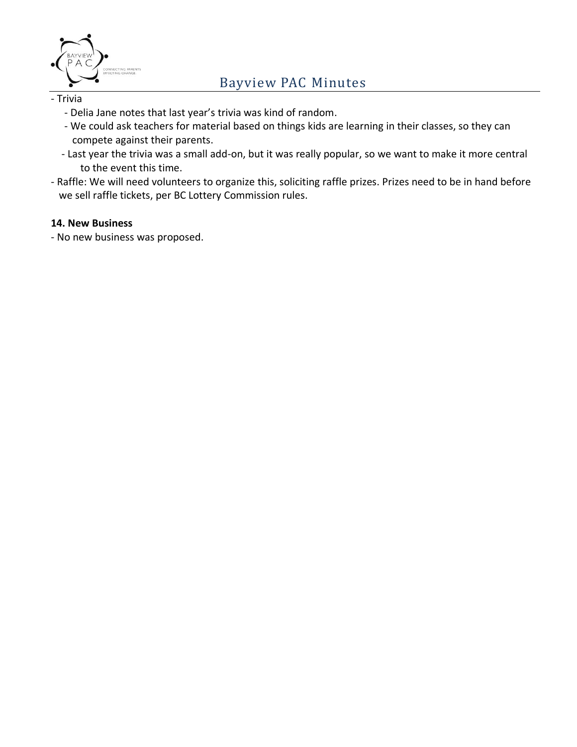- Trivia
    - Delia Jane notes that last year's trivia was kind of random.
    - We could ask teachers for material based on things kids are learning in their classes, so they can compete against their parents.
    - Last year the trivia was a small add-on, but it was really popular, so we want to make it more central to the event this time.
- Raffle: We will need volunteers to organize this, soliciting raffle prizes. Prizes need to be in hand before we sell raffle tickets, per BC Lottery Commission rules.

**14. New Business**

- No new business was proposed.